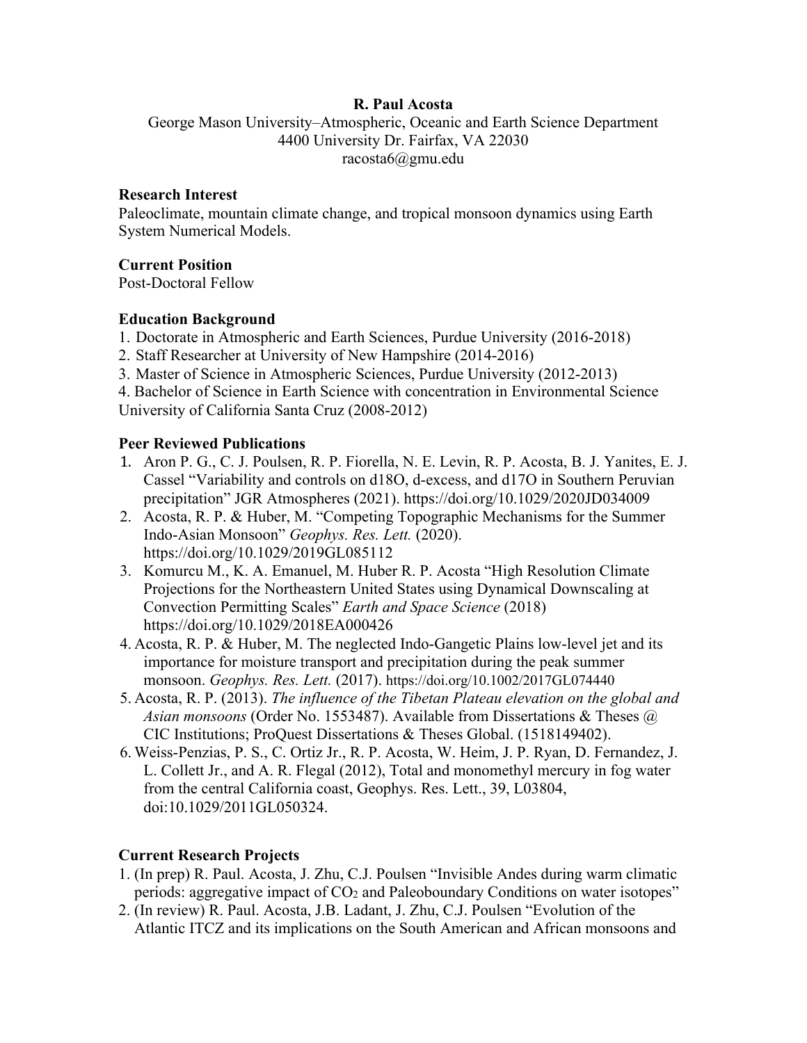**R. Paul Acosta**

George Mason University–Atmospheric, Oceanic and Earth Science Department
4400 University Dr. Fairfax, VA 22030
racosta6@gmu.edu

**Research Interest**

Paleoclimate, mountain climate change, and tropical monsoon dynamics using Earth System Numerical Models.

**Current Position**

Post-Doctoral Fellow

**Education Background**

1. Doctorate in Atmospheric and Earth Sciences, Purdue University (2016-2018)
2. Staff Researcher at University of New Hampshire (2014-2016)
3. Master of Science in Atmospheric Sciences, Purdue University (2012-2013)
4. Bachelor of Science in Earth Science with concentration in Environmental Science University of California Santa Cruz (2008-2012)

**Peer Reviewed Publications**

1. Aron P. G., C. J. Poulsen, R. P. Fiorella, N. E. Levin, R. P. Acosta, B. J. Yanites, E. J. Cassel "Variability and controls on d18O, d-excess, and d17O in Southern Peruvian precipitation" JGR Atmospheres (2021). https://doi.org/10.1029/2020JD034009
2. Acosta, R. P. & Huber, M. "Competing Topographic Mechanisms for the Summer Indo-Asian Monsoon" *Geophys. Res. Lett.* (2020). https://doi.org/10.1029/2019GL085112
3. Komurcu M., K. A. Emanuel, M. Huber R. P. Acosta "High Resolution Climate Projections for the Northeastern United States using Dynamical Downscaling at Convection Permitting Scales" *Earth and Space Science* (2018) https://doi.org/10.1029/2018EA000426
4. Acosta, R. P. & Huber, M. The neglected Indo-Gangetic Plains low-level jet and its importance for moisture transport and precipitation during the peak summer monsoon. *Geophys. Res. Lett.* (2017). https://doi.org/10.1002/2017GL074440
5. Acosta, R. P. (2013). *The influence of the Tibetan Plateau elevation on the global and Asian monsoons* (Order No. 1553487). Available from Dissertations & Theses @ CIC Institutions; ProQuest Dissertations & Theses Global. (1518149402).
6. Weiss-Penzias, P. S., C. Ortiz Jr., R. P. Acosta, W. Heim, J. P. Ryan, D. Fernandez, J. L. Collett Jr., and A. R. Flegal (2012), Total and monomethyl mercury in fog water from the central California coast, Geophys. Res. Lett., 39, L03804, doi:10.1029/2011GL050324.

**Current Research Projects**

1. (In prep) R. Paul. Acosta, J. Zhu, C.J. Poulsen "Invisible Andes during warm climatic periods: aggregative impact of $CO_2$ and Paleoboundary Conditions on water isotopes"
2. (In review) R. Paul. Acosta, J.B. Ladant, J. Zhu, C.J. Poulsen "Evolution of the Atlantic ITCZ and its implications on the South American and African monsoons and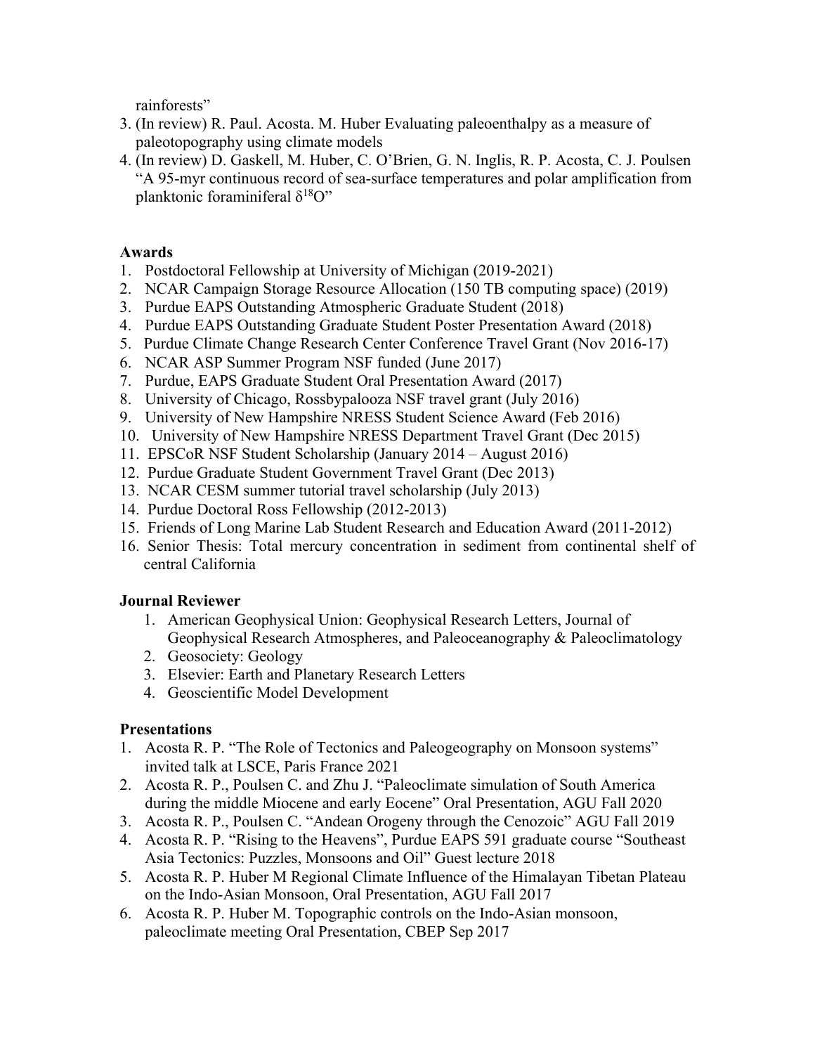rainforests"

3. (In review) R. Paul. Acosta. M. Huber Evaluating paleoenthalpy as a measure of paleotopography using climate models
4. (In review) D. Gaskell, M. Huber, C. O'Brien, G. N. Inglis, R. P. Acosta, C. J. Poulsen "A 95-myr continuous record of sea-surface temperatures and polar amplification from planktonic foraminiferal $\delta^{18}O$"

**Awards**

1. Postdoctoral Fellowship at University of Michigan (2019-2021)
2. NCAR Campaign Storage Resource Allocation (150 TB computing space) (2019)
3. Purdue EAPS Outstanding Atmospheric Graduate Student (2018)
4. Purdue EAPS Outstanding Graduate Student Poster Presentation Award (2018)
5. Purdue Climate Change Research Center Conference Travel Grant (Nov 2016-17)
6. NCAR ASP Summer Program NSF funded (June 2017)
7. Purdue, EAPS Graduate Student Oral Presentation Award (2017)
8. University of Chicago, Rossbypalooza NSF travel grant (July 2016)
9. University of New Hampshire NRESS Student Science Award (Feb 2016)
10. University of New Hampshire NRESS Department Travel Grant (Dec 2015)
11. EPSCoR NSF Student Scholarship (January 2014 – August 2016)
12. Purdue Graduate Student Government Travel Grant (Dec 2013)
13. NCAR CESM summer tutorial travel scholarship (July 2013)
14. Purdue Doctoral Ross Fellowship (2012-2013)
15. Friends of Long Marine Lab Student Research and Education Award (2011-2012)
16. Senior Thesis: Total mercury concentration in sediment from continental shelf of central California

**Journal Reviewer**

1. American Geophysical Union: Geophysical Research Letters, Journal of Geophysical Research Atmospheres, and Paleoceanography & Paleoclimatology
2. Geosociety: Geology
3. Elsevier: Earth and Planetary Research Letters
4. Geoscientific Model Development

**Presentations**

1. Acosta R. P. "The Role of Tectonics and Paleogeography on Monsoon systems" invited talk at LSCE, Paris France 2021
2. Acosta R. P., Poulsen C. and Zhu J. "Paleoclimate simulation of South America during the middle Miocene and early Eocene" Oral Presentation, AGU Fall 2020
3. Acosta R. P., Poulsen C. "Andean Orogeny through the Cenozoic" AGU Fall 2019
4. Acosta R. P. "Rising to the Heavens", Purdue EAPS 591 graduate course "Southeast Asia Tectonics: Puzzles, Monsoons and Oil" Guest lecture 2018
5. Acosta R. P. Huber M Regional Climate Influence of the Himalayan Tibetan Plateau on the Indo-Asian Monsoon, Oral Presentation, AGU Fall 2017
6. Acosta R. P. Huber M. Topographic controls on the Indo-Asian monsoon, paleoclimate meeting Oral Presentation, CBEP Sep 2017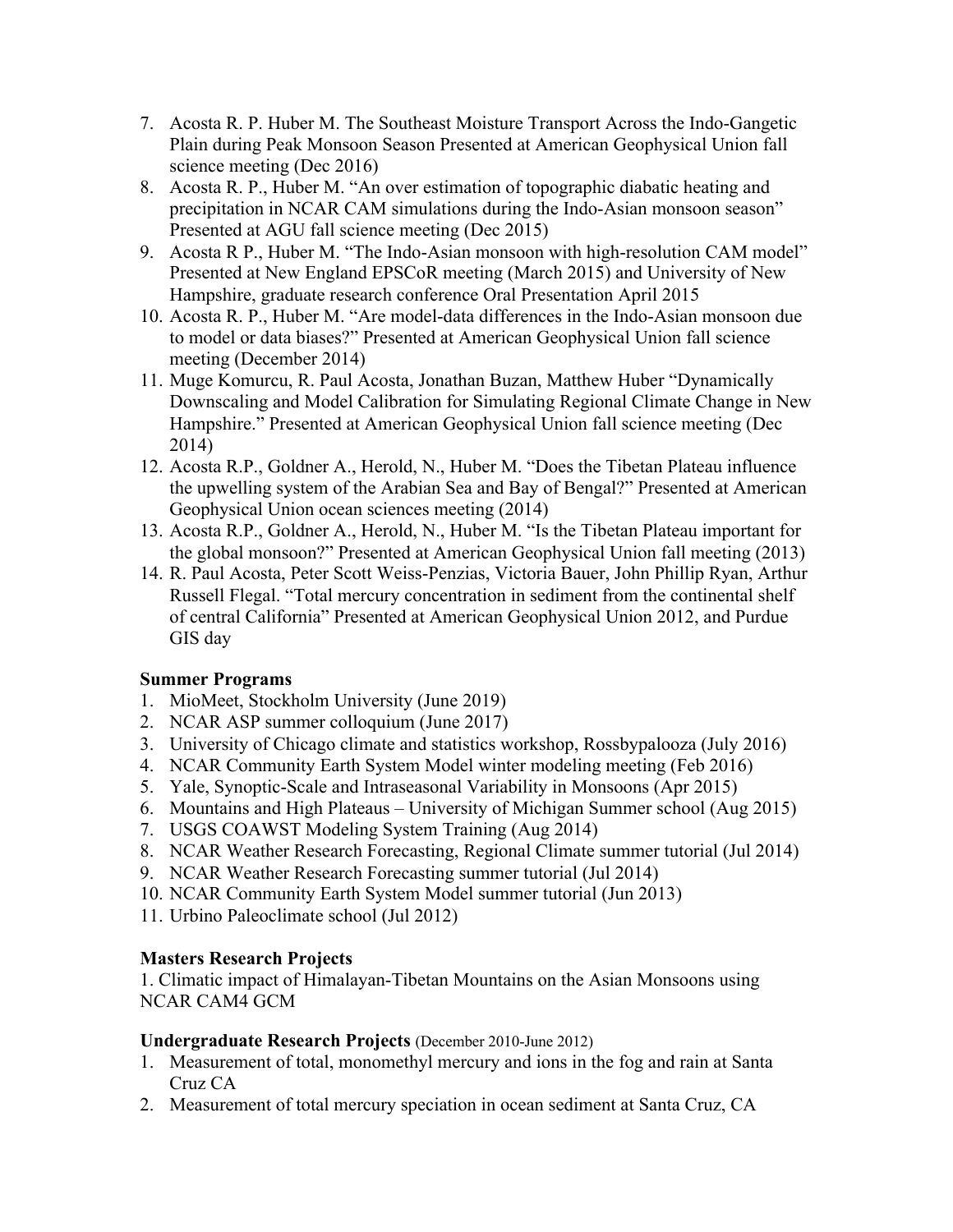7. Acosta R. P. Huber M. The Southeast Moisture Transport Across the Indo-Gangetic Plain during Peak Monsoon Season Presented at American Geophysical Union fall science meeting (Dec 2016)
8. Acosta R. P., Huber M. "An over estimation of topographic diabatic heating and precipitation in NCAR CAM simulations during the Indo-Asian monsoon season" Presented at AGU fall science meeting (Dec 2015)
9. Acosta R P., Huber M. "The Indo-Asian monsoon with high-resolution CAM model" Presented at New England EPSCoR meeting (March 2015) and University of New Hampshire, graduate research conference Oral Presentation April 2015
10. Acosta R. P., Huber M. "Are model-data differences in the Indo-Asian monsoon due to model or data biases?" Presented at American Geophysical Union fall science meeting (December 2014)
11. Muge Komurcu, R. Paul Acosta, Jonathan Buzan, Matthew Huber "Dynamically Downscaling and Model Calibration for Simulating Regional Climate Change in New Hampshire." Presented at American Geophysical Union fall science meeting (Dec 2014)
12. Acosta R.P., Goldner A., Herold, N., Huber M. "Does the Tibetan Plateau influence the upwelling system of the Arabian Sea and Bay of Bengal?" Presented at American Geophysical Union ocean sciences meeting (2014)
13. Acosta R.P., Goldner A., Herold, N., Huber M. "Is the Tibetan Plateau important for the global monsoon?" Presented at American Geophysical Union fall meeting (2013)
14. R. Paul Acosta, Peter Scott Weiss-Penzias, Victoria Bauer, John Phillip Ryan, Arthur Russell Flegal. "Total mercury concentration in sediment from the continental shelf of central California" Presented at American Geophysical Union 2012, and Purdue GIS day

**Summer Programs**

1. MioMeet, Stockholm University (June 2019)
2. NCAR ASP summer colloquium (June 2017)
3. University of Chicago climate and statistics workshop, Rossbypalooza (July 2016)
4. NCAR Community Earth System Model winter modeling meeting (Feb 2016)
5. Yale, Synoptic-Scale and Intraseasonal Variability in Monsoons (Apr 2015)
6. Mountains and High Plateaus – University of Michigan Summer school (Aug 2015)
7. USGS COAWST Modeling System Training (Aug 2014)
8. NCAR Weather Research Forecasting, Regional Climate summer tutorial (Jul 2014)
9. NCAR Weather Research Forecasting summer tutorial (Jul 2014)
10. NCAR Community Earth System Model summer tutorial (Jun 2013)
11. Urbino Paleoclimate school (Jul 2012)

**Masters Research Projects**

1. Climatic impact of Himalayan-Tibetan Mountains on the Asian Monsoons using NCAR CAM4 GCM

**Undergraduate Research Projects** (December 2010-June 2012)

1. Measurement of total, monomethyl mercury and ions in the fog and rain at Santa Cruz CA
2. Measurement of total mercury speciation in ocean sediment at Santa Cruz, CA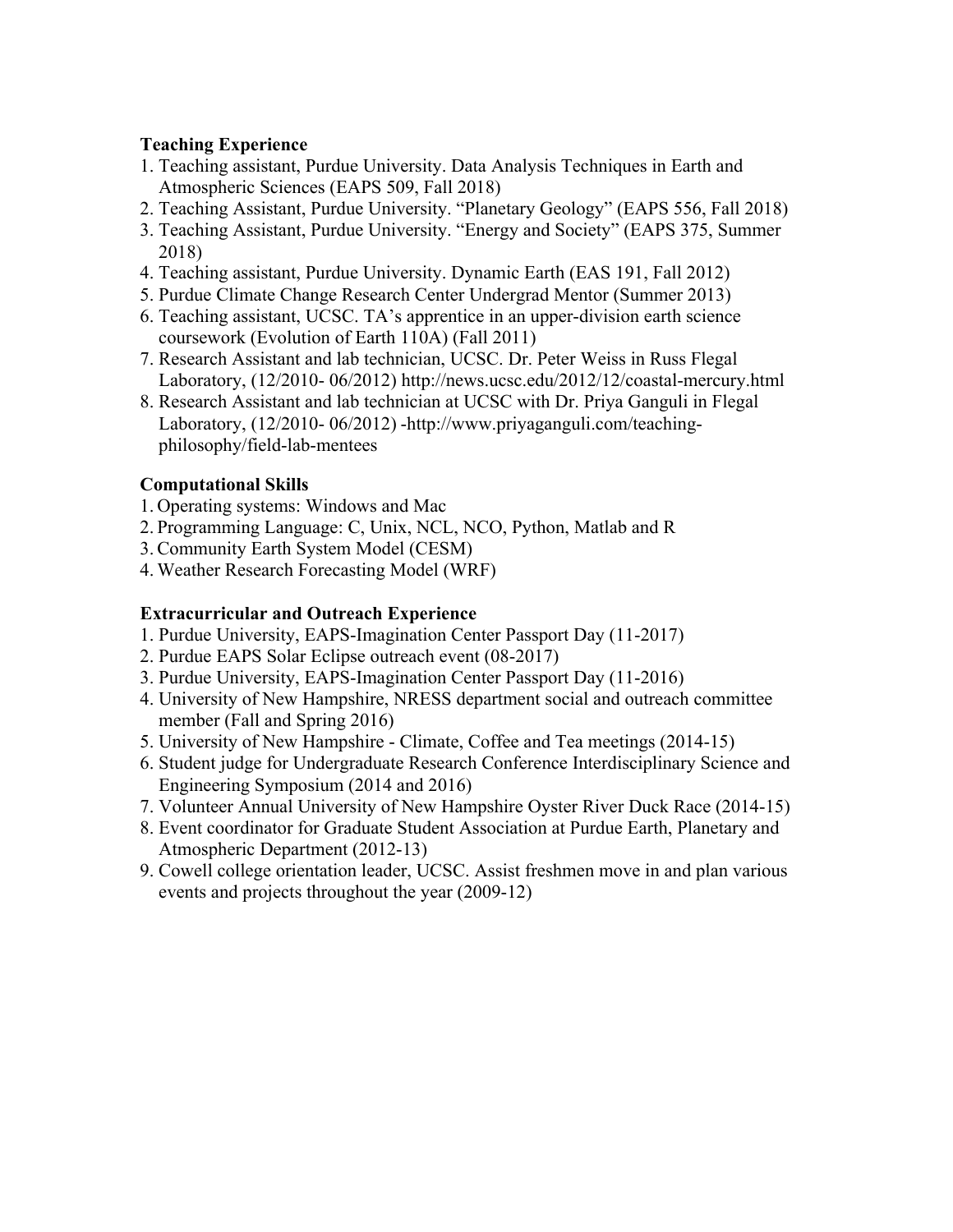**Teaching Experience**

1. Teaching assistant, Purdue University. Data Analysis Techniques in Earth and Atmospheric Sciences (EAPS 509, Fall 2018)
2. Teaching Assistant, Purdue University. "Planetary Geology" (EAPS 556, Fall 2018)
3. Teaching Assistant, Purdue University. "Energy and Society" (EAPS 375, Summer 2018)
4. Teaching assistant, Purdue University. Dynamic Earth (EAS 191, Fall 2012)
5. Purdue Climate Change Research Center Undergrad Mentor (Summer 2013)
6. Teaching assistant, UCSC. TA's apprentice in an upper-division earth science coursework (Evolution of Earth 110A) (Fall 2011)
7. Research Assistant and lab technician, UCSC. Dr. Peter Weiss in Russ Flegal Laboratory, (12/2010- 06/2012) http://news.ucsc.edu/2012/12/coastal-mercury.html
8. Research Assistant and lab technician at UCSC with Dr. Priya Ganguli in Flegal Laboratory, (12/2010- 06/2012) -http://www.priyaganguli.com/teaching-philosophy/field-lab-mentees

**Computational Skills**

1. Operating systems: Windows and Mac
2. Programming Language: C, Unix, NCL, NCO, Python, Matlab and R
3. Community Earth System Model (CESM)
4. Weather Research Forecasting Model (WRF)

**Extracurricular and Outreach Experience**

1. Purdue University, EAPS-Imagination Center Passport Day (11-2017)
2. Purdue EAPS Solar Eclipse outreach event (08-2017)
3. Purdue University, EAPS-Imagination Center Passport Day (11-2016)
4. University of New Hampshire, NRESS department social and outreach committee member (Fall and Spring 2016)
5. University of New Hampshire - Climate, Coffee and Tea meetings (2014-15)
6. Student judge for Undergraduate Research Conference Interdisciplinary Science and Engineering Symposium (2014 and 2016)
7. Volunteer Annual University of New Hampshire Oyster River Duck Race (2014-15)
8. Event coordinator for Graduate Student Association at Purdue Earth, Planetary and Atmospheric Department (2012-13)
9. Cowell college orientation leader, UCSC. Assist freshmen move in and plan various events and projects throughout the year (2009-12)